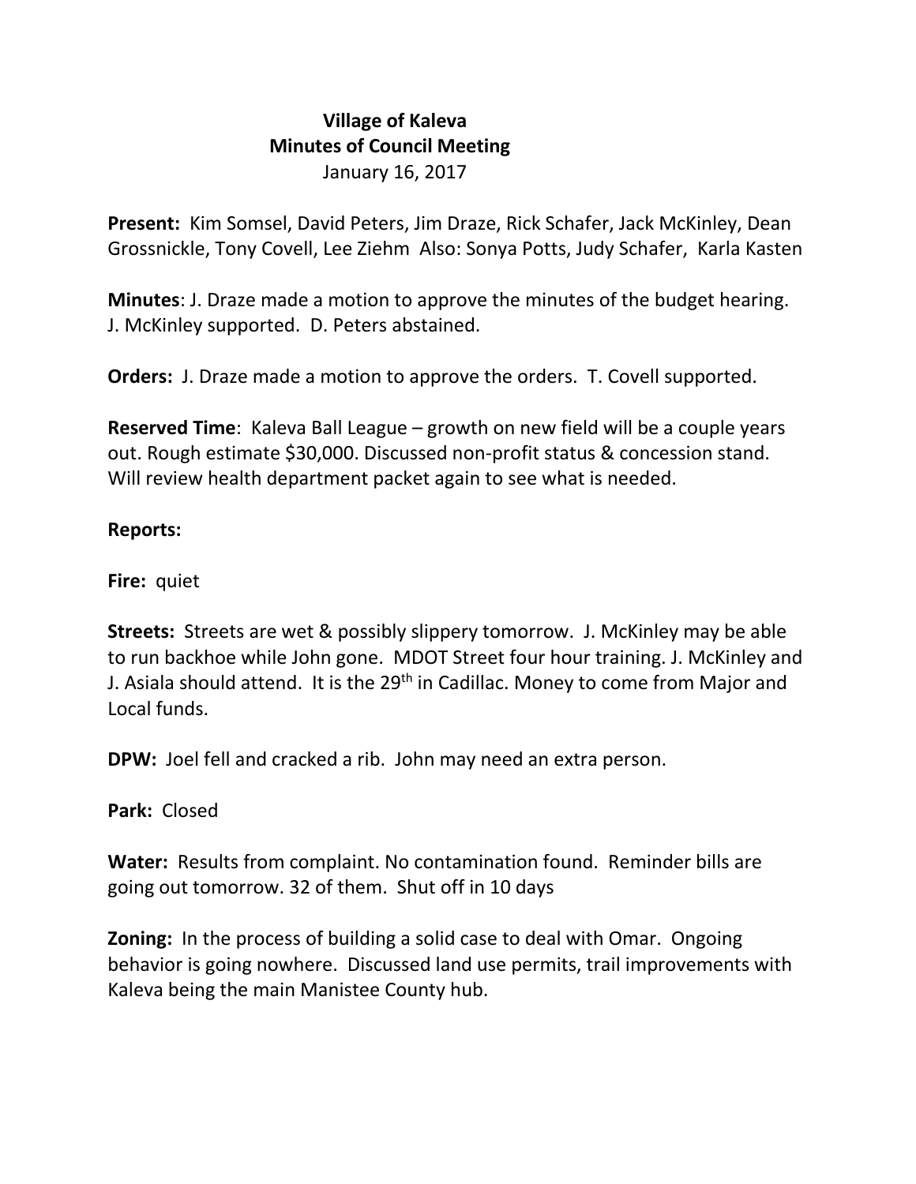# Village of Kaleva
## Minutes of Council Meeting
January 16, 2017

**Present:** Kim Somsel, David Peters, Jim Draze, Rick Schafer, Jack McKinley, Dean Grossnickle, Tony Covell, Lee Ziehm Also: Sonya Potts, Judy Schafer, Karla Kasten

**Minutes**: J. Draze made a motion to approve the minutes of the budget hearing. J. McKinley supported. D. Peters abstained.

**Orders:** J. Draze made a motion to approve the orders. T. Covell supported.

**Reserved Time**: Kaleva Ball League – growth on new field will be a couple years out. Rough estimate $30,000. Discussed non-profit status & concession stand. Will review health department packet again to see what is needed.

**Reports:**

**Fire:** quiet

**Streets:** Streets are wet & possibly slippery tomorrow. J. McKinley may be able to run backhoe while John gone. MDOT Street four hour training. J. McKinley and J. Asiala should attend. It is the 29th in Cadillac. Money to come from Major and Local funds.

**DPW:** Joel fell and cracked a rib. John may need an extra person.

**Park:** Closed

**Water:** Results from complaint. No contamination found. Reminder bills are going out tomorrow. 32 of them. Shut off in 10 days

**Zoning:** In the process of building a solid case to deal with Omar. Ongoing behavior is going nowhere. Discussed land use permits, trail improvements with Kaleva being the main Manistee County hub.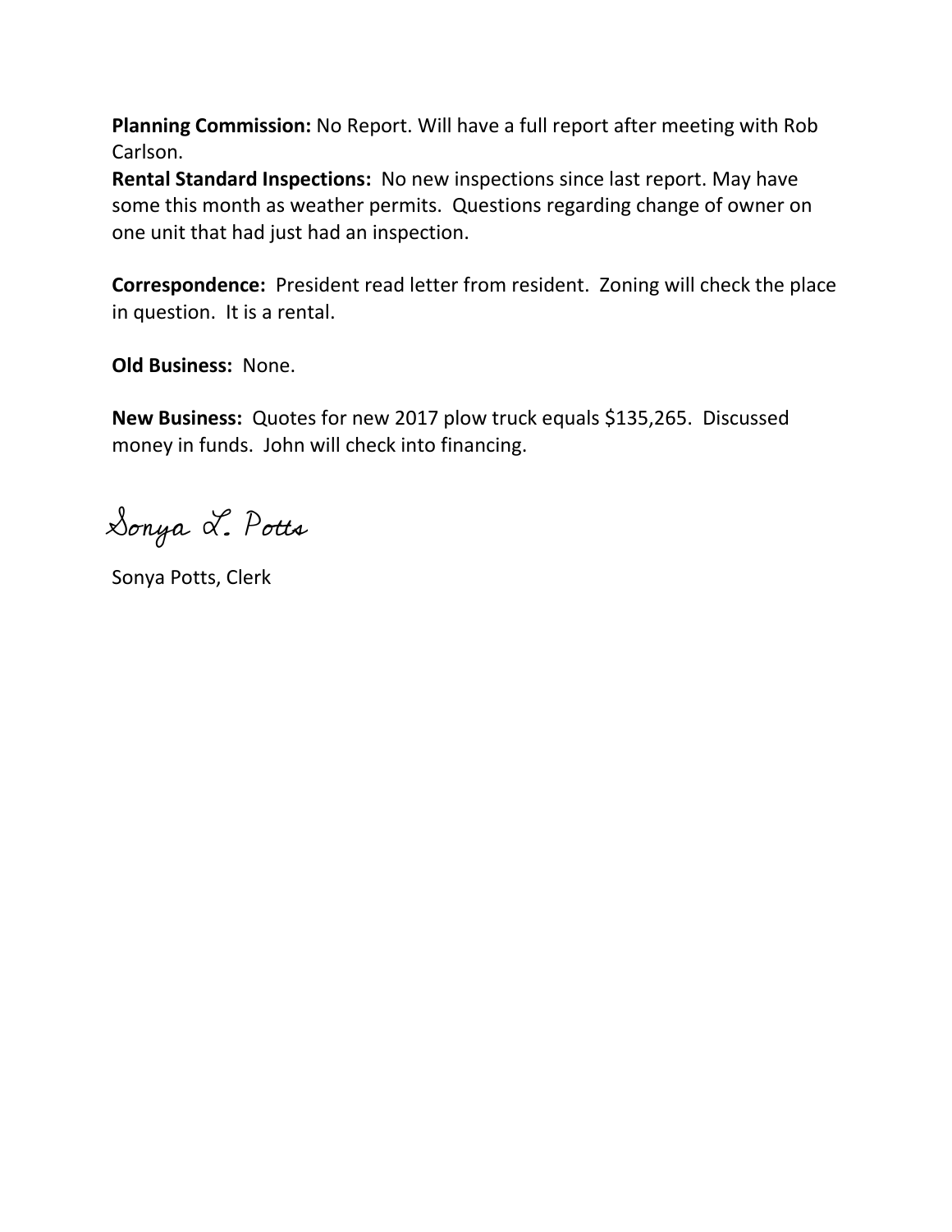**Planning Commission:** No Report. Will have a full report after meeting with Rob Carlson.

**Rental Standard Inspections:** No new inspections since last report. May have some this month as weather permits. Questions regarding change of owner on one unit that had just had an inspection.

**Correspondence:** President read letter from resident. Zoning will check the place in question. It is a rental.

**Old Business:** None.

**New Business:** Quotes for new 2017 plow truck equals $135,265. Discussed money in funds. John will check into financing.

Sonya L. Potts

Sonya Potts, Clerk